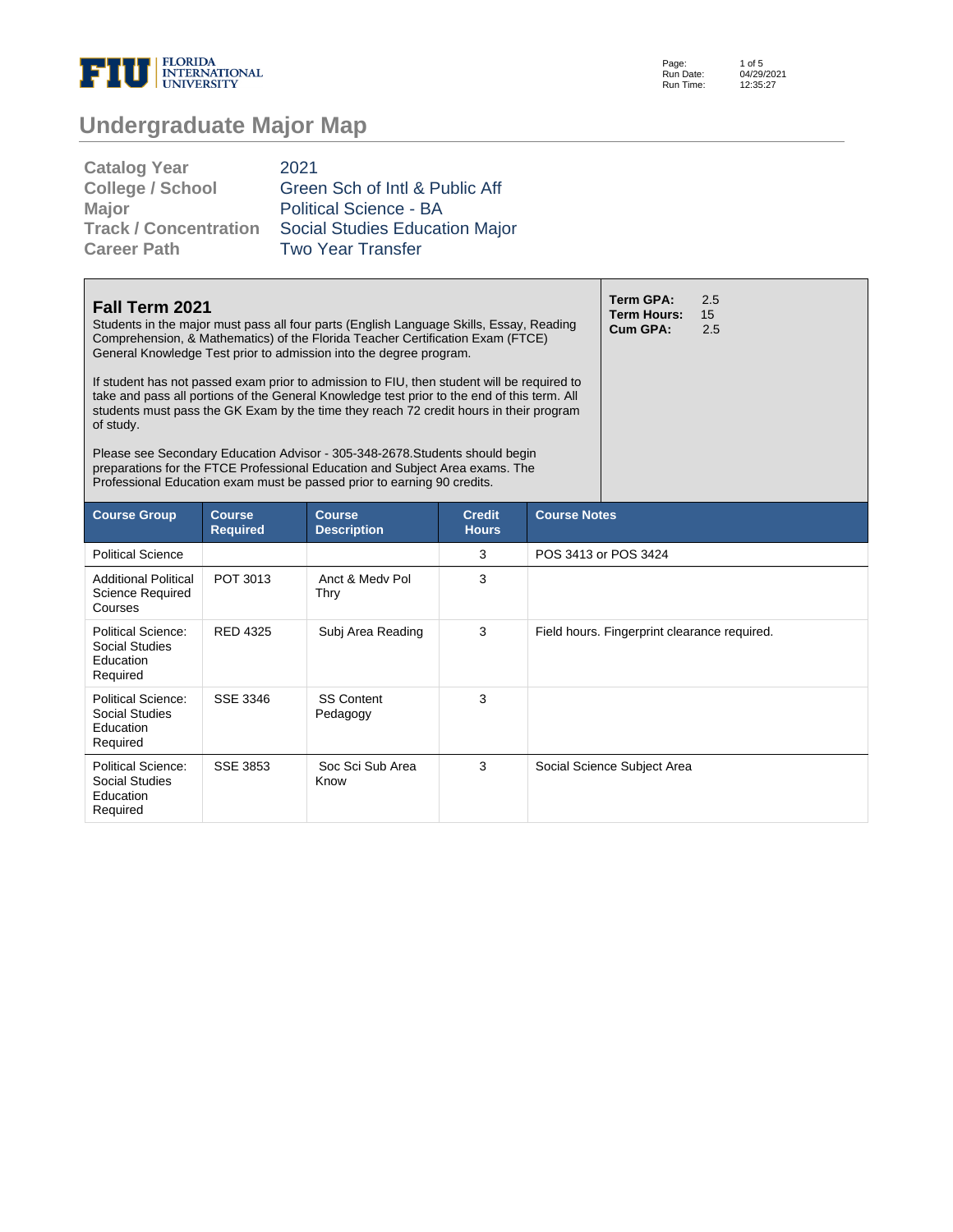# Undergraduate Major Map

| | |
|---|---|
| **Catalog Year** | 2021 |
| **College / School** | Green Sch of Intl & Public Aff |
| **Major** | Political Science - BA |
| **Track / Concentration** | Social Studies Education Major |
| **Career Path** | Two Year Transfer |

## Fall Term 2021

Students in the major must pass all four parts (English Language Skills, Essay, Reading Comprehension, & Mathematics) of the Florida Teacher Certification Exam (FTCE) General Knowledge Test prior to admission into the degree program.

If student has not passed exam prior to admission to FIU, then student will be required to take and pass all portions of the General Knowledge test prior to the end of this term. All students must pass the GK Exam by the time they reach 72 credit hours in their program of study.

Please see Secondary Education Advisor - 305-348-2678.Students should begin preparations for the FTCE Professional Education and Subject Area exams. The Professional Education exam must be passed prior to earning 90 credits.

**Term GPA:** 2.5
**Term Hours:** 15
**Cum GPA:** 2.5

| Course Group | Course Required | Course Description | Credit Hours | Course Notes |
|---|---|---|---|---|
| Political Science | | | 3 | POS 3413 or POS 3424 |
| Additional Political Science Required Courses | POT 3013 | Anct & Medv Pol Thry | 3 | |
| Political Science: Social Studies Education Required | RED 4325 | Subj Area Reading | 3 | Field hours. Fingerprint clearance required. |
| Political Science: Social Studies Education Required | SSE 3346 | SS Content Pedagogy | 3 | |
| Political Science: Social Studies Education Required | SSE 3853 | Soc Sci Sub Area Know | 3 | Social Science Subject Area |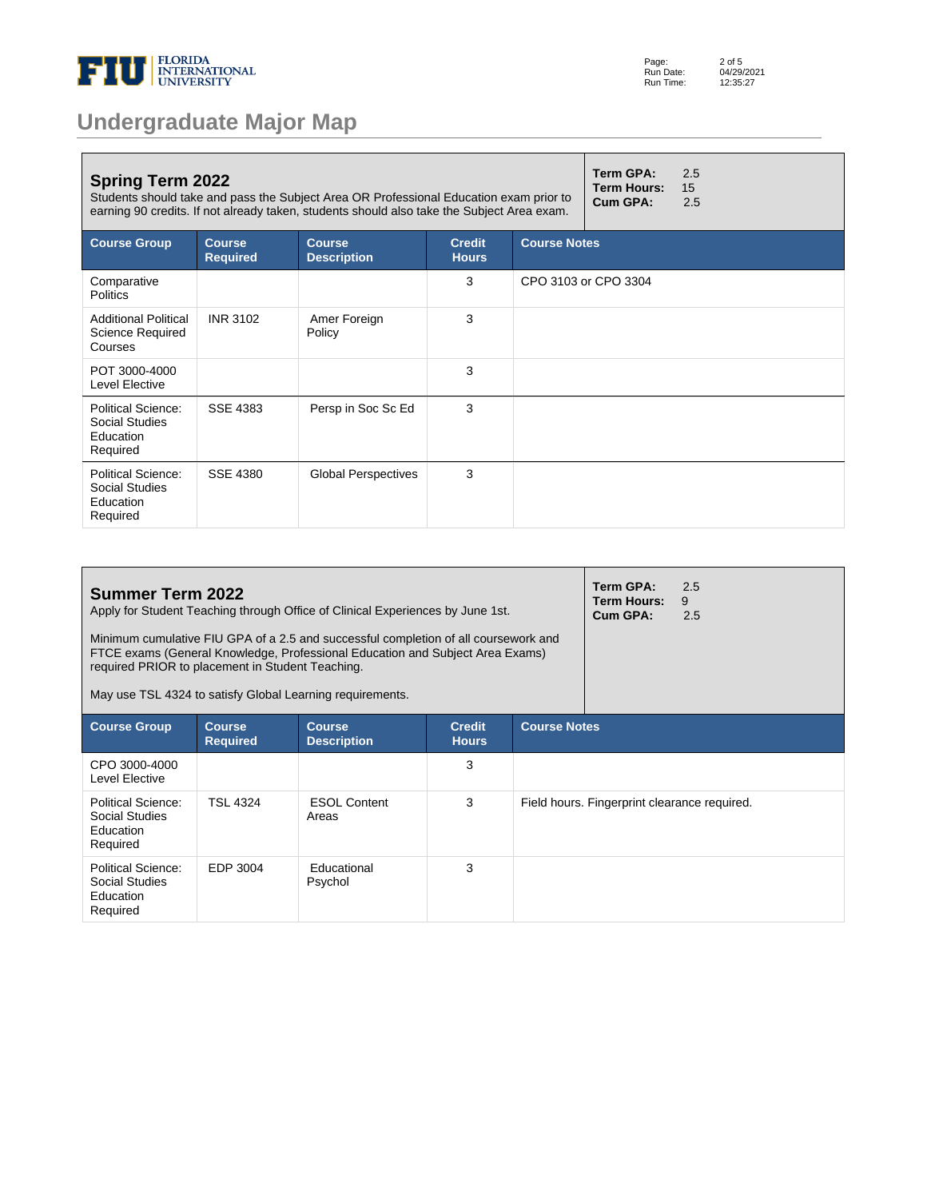# Undergraduate Major Map

## Spring Term 2022

Students should take and pass the Subject Area OR Professional Education exam prior to earning 90 credits. If not already taken, students should also take the Subject Area exam.

**Term GPA:** 2.5
**Term Hours:** 15
**Cum GPA:** 2.5

| Course Group | Course Required | Course Description | Credit Hours | Course Notes |
|---|---|---|---|---|
| Comparative Politics | | | 3 | CPO 3103 or CPO 3304 |
| Additional Political Science Required Courses | INR 3102 | Amer Foreign Policy | 3 | |
| POT 3000-4000 Level Elective | | | 3 | |
| Political Science: Social Studies Education Required | SSE 4383 | Persp in Soc Sc Ed | 3 | |
| Political Science: Social Studies Education Required | SSE 4380 | Global Perspectives | 3 | |

## Summer Term 2022

Apply for Student Teaching through Office of Clinical Experiences by June 1st.

Minimum cumulative FIU GPA of a 2.5 and successful completion of all coursework and FTCE exams (General Knowledge, Professional Education and Subject Area Exams) required PRIOR to placement in Student Teaching.

May use TSL 4324 to satisfy Global Learning requirements.

**Term GPA:** 2.5
**Term Hours:** 9
**Cum GPA:** 2.5

| Course Group | Course Required | Course Description | Credit Hours | Course Notes |
|---|---|---|---|---|
| CPO 3000-4000 Level Elective | | | 3 | |
| Political Science: Social Studies Education Required | TSL 4324 | ESOL Content Areas | 3 | Field hours. Fingerprint clearance required. |
| Political Science: Social Studies Education Required | EDP 3004 | Educational Psychol | 3 | |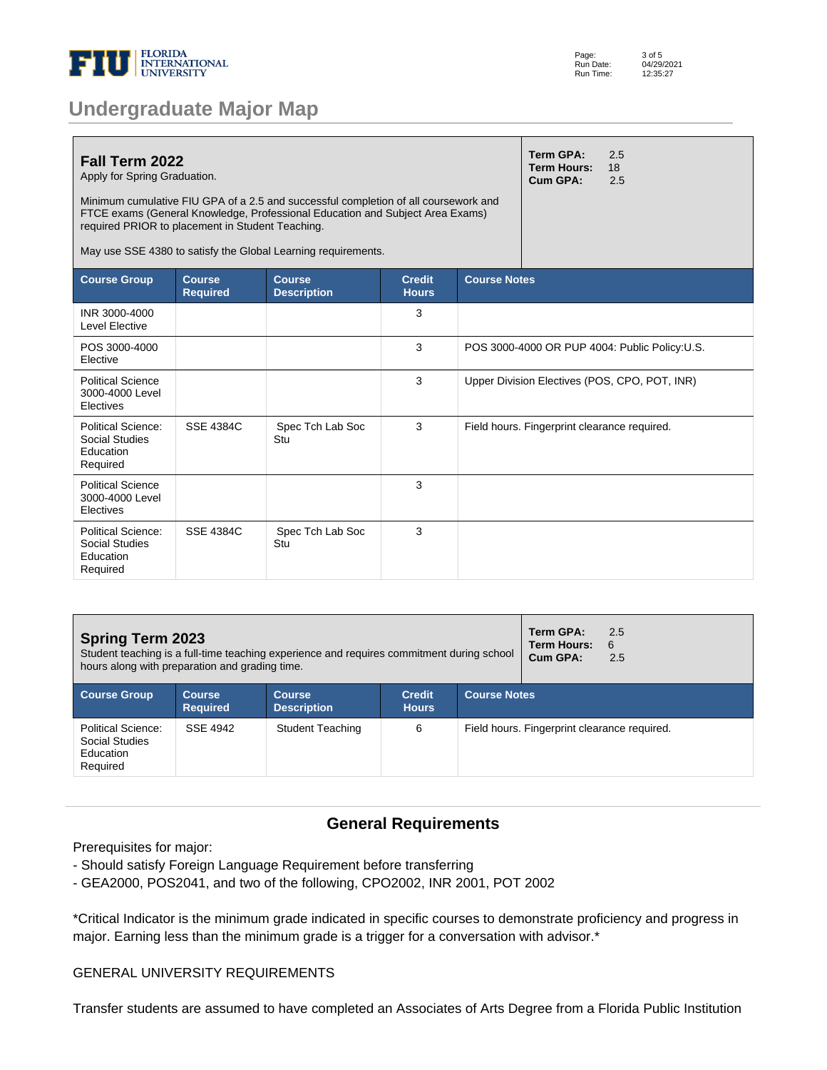## Undergraduate Major Map

### Fall Term 2022

Apply for Spring Graduation.

Minimum cumulative FIU GPA of a 2.5 and successful completion of all coursework and FTCE exams (General Knowledge, Professional Education and Subject Area Exams) required PRIOR to placement in Student Teaching.

May use SSE 4380 to satisfy the Global Learning requirements.

**Term GPA:** 2.5
**Term Hours:** 18
**Cum GPA:** 2.5

| Course Group | Course Required | Course Description | Credit Hours | Course Notes |
|---|---|---|---|---|
| INR 3000-4000 Level Elective | | | 3 | |
| POS 3000-4000 Elective | | | 3 | POS 3000-4000 OR PUP 4004: Public Policy:U.S. |
| Political Science 3000-4000 Level Electives | | | 3 | Upper Division Electives (POS, CPO, POT, INR) |
| Political Science: Social Studies Education Required | SSE 4384C | Spec Tch Lab Soc Stu | 3 | Field hours. Fingerprint clearance required. |
| Political Science 3000-4000 Level Electives | | | 3 | |
| Political Science: Social Studies Education Required | SSE 4384C | Spec Tch Lab Soc Stu | 3 | |

### Spring Term 2023

Student teaching is a full-time teaching experience and requires commitment during school hours along with preparation and grading time.

**Term GPA:** 2.5
**Term Hours:** 6
**Cum GPA:** 2.5

| Course Group | Course Required | Course Description | Credit Hours | Course Notes |
|---|---|---|---|---|
| Political Science: Social Studies Education Required | SSE 4942 | Student Teaching | 6 | Field hours. Fingerprint clearance required. |

## General Requirements

Prerequisites for major:
- Should satisfy Foreign Language Requirement before transferring
- GEA2000, POS2041, and two of the following, CPO2002, INR 2001, POT 2002

*Critical Indicator is the minimum grade indicated in specific courses to demonstrate proficiency and progress in major. Earning less than the minimum grade is a trigger for a conversation with advisor.*

GENERAL UNIVERSITY REQUIREMENTS

Transfer students are assumed to have completed an Associates of Arts Degree from a Florida Public Institution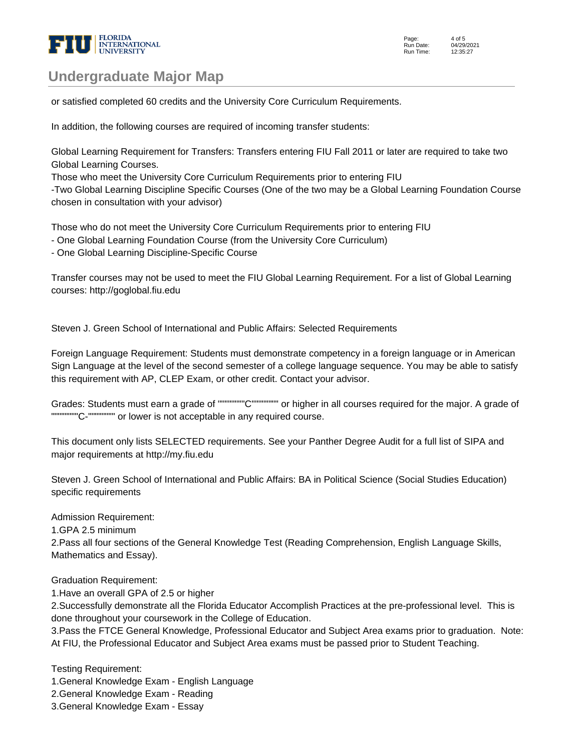or satisfied completed 60 credits and the University Core Curriculum Requirements.

In addition, the following courses are required of incoming transfer students:

Global Learning Requirement for Transfers: Transfers entering FIU Fall 2011 or later are required to take two Global Learning Courses.
Those who meet the University Core Curriculum Requirements prior to entering FIU
-Two Global Learning Discipline Specific Courses (One of the two may be a Global Learning Foundation Course chosen in consultation with your advisor)

Those who do not meet the University Core Curriculum Requirements prior to entering FIU
- One Global Learning Foundation Course (from the University Core Curriculum)
- One Global Learning Discipline-Specific Course

Transfer courses may not be used to meet the FIU Global Learning Requirement. For a list of Global Learning courses: http://goglobal.fiu.edu

Steven J. Green School of International and Public Affairs: Selected Requirements

Foreign Language Requirement: Students must demonstrate competency in a foreign language or in American Sign Language at the level of the second semester of a college language sequence. You may be able to satisfy this requirement with AP, CLEP Exam, or other credit. Contact your advisor.

Grades: Students must earn a grade of """""""""C""""""""" or higher in all courses required for the major. A grade of """""""""C-""""""""" or lower is not acceptable in any required course.

This document only lists SELECTED requirements. See your Panther Degree Audit for a full list of SIPA and major requirements at http://my.fiu.edu

Steven J. Green School of International and Public Affairs: BA in Political Science (Social Studies Education) specific requirements

Admission Requirement:
1.GPA 2.5 minimum
2.Pass all four sections of the General Knowledge Test (Reading Comprehension, English Language Skills, Mathematics and Essay).

Graduation Requirement:
1.Have an overall GPA of 2.5 or higher
2.Successfully demonstrate all the Florida Educator Accomplish Practices at the pre-professional level. This is done throughout your coursework in the College of Education.
3.Pass the FTCE General Knowledge, Professional Educator and Subject Area exams prior to graduation. Note: At FIU, the Professional Educator and Subject Area exams must be passed prior to Student Teaching.

Testing Requirement:
1.General Knowledge Exam - English Language
2.General Knowledge Exam - Reading
3.General Knowledge Exam - Essay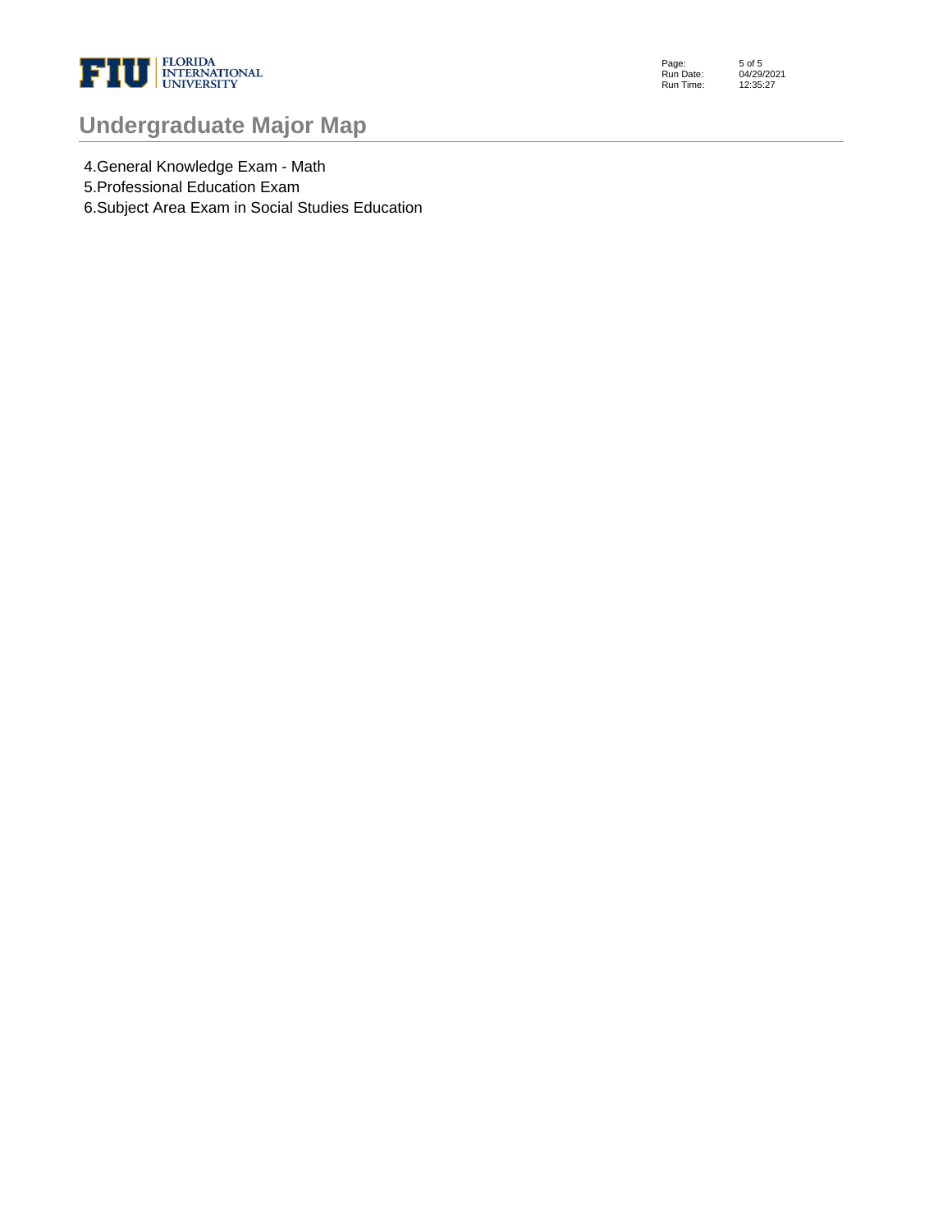# Undergraduate Major Map

4. General Knowledge Exam - Math
5. Professional Education Exam
6. Subject Area Exam in Social Studies Education